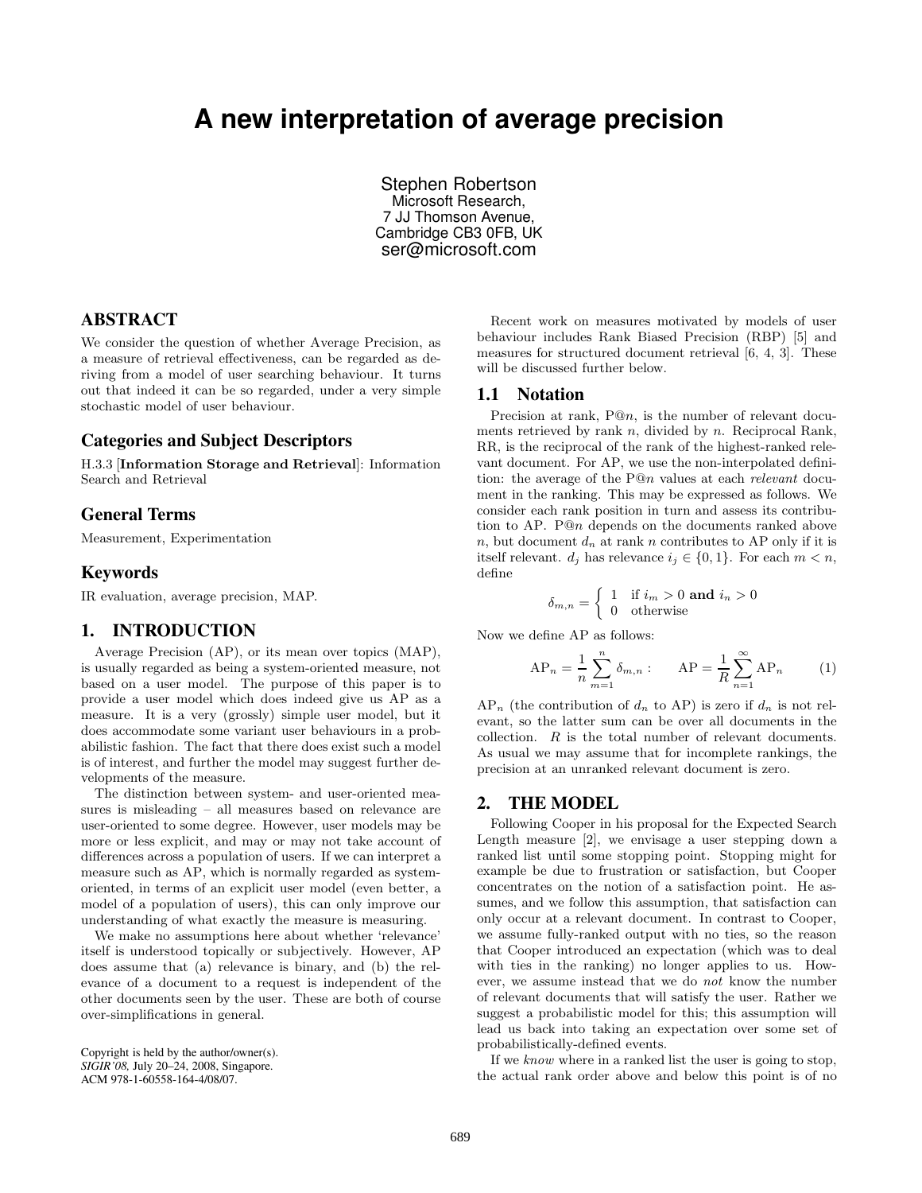# A new interpretation of average precision

Stephen Robertson
Microsoft Research,
7 JJ Thomson Avenue,
Cambridge CB3 0FB, UK
ser@microsoft.com

## ABSTRACT

We consider the question of whether Average Precision, as a measure of retrieval effectiveness, can be regarded as deriving from a model of user searching behaviour. It turns out that indeed it can be so regarded, under a very simple stochastic model of user behaviour.

## Categories and Subject Descriptors

H.3.3 [**Information Storage and Retrieval**]: Information Search and Retrieval

## General Terms

Measurement, Experimentation

## Keywords

IR evaluation, average precision, MAP.

## 1. INTRODUCTION

Average Precision (AP), or its mean over topics (MAP), is usually regarded as being a system-oriented measure, not based on a user model. The purpose of this paper is to provide a user model which does indeed give us AP as a measure. It is a very (grossly) simple user model, but it does accommodate some variant user behaviours in a probabilistic fashion. The fact that there does exist such a model is of interest, and further the model may suggest further developments of the measure.

The distinction between system- and user-oriented measures is misleading – all measures based on relevance are user-oriented to some degree. However, user models may be more or less explicit, and may or may not take account of differences across a population of users. If we can interpret a measure such as AP, which is normally regarded as system-oriented, in terms of an explicit user model (even better, a model of a population of users), this can only improve our understanding of what exactly the measure is measuring.

We make no assumptions here about whether 'relevance' itself is understood topically or subjectively. However, AP does assume that (a) relevance is binary, and (b) the relevance of a document to a request is independent of the other documents seen by the user. These are both of course over-simplifications in general.

Copyright is held by the author/owner(s).
*SIGIR'08,* July 20–24, 2008, Singapore.
ACM 978-1-60558-164-4/08/07.

Recent work on measures motivated by models of user behaviour includes Rank Biased Precision (RBP) [5] and measures for structured document retrieval [6, 4, 3]. These will be discussed further below.

### 1.1 Notation

Precision at rank, P@$n$, is the number of relevant documents retrieved by rank $n$, divided by $n$. Reciprocal Rank, RR, is the reciprocal of the rank of the highest-ranked relevant document. For AP, we use the non-interpolated definition: the average of the P@$n$ values at each *relevant* document in the ranking. This may be expressed as follows. We consider each rank position in turn and assess its contribution to AP. P@$n$ depends on the documents ranked above $n$, but document $d_n$ at rank $n$ contributes to AP only if it is itself relevant. $d_j$ has relevance $i_j \in \{0, 1\}$. For each $m < n$, define

$$\delta_{m,n} = \begin{cases} 1 & \text{if } i_m > 0 \textbf{ and } i_n > 0 \\ 0 & \text{otherwise} \end{cases}$$

Now we define AP as follows:

$$\text{AP}_n = \frac{1}{n} \sum_{m=1}^{n} \delta_{m,n} : \qquad \text{AP} = \frac{1}{R} \sum_{n=1}^{\infty} \text{AP}_n \qquad (1)$$

$\text{AP}_n$ (the contribution of $d_n$ to AP) is zero if $d_n$ is not relevant, so the latter sum can be over all documents in the collection. $R$ is the total number of relevant documents. As usual we may assume that for incomplete rankings, the precision at an unranked relevant document is zero.

## 2. THE MODEL

Following Cooper in his proposal for the Expected Search Length measure [2], we envisage a user stepping down a ranked list until some stopping point. Stopping might for example be due to frustration or satisfaction, but Cooper concentrates on the notion of a satisfaction point. He assumes, and we follow this assumption, that satisfaction can only occur at a relevant document. In contrast to Cooper, we assume fully-ranked output with no ties, so the reason that Cooper introduced an expectation (which was to deal with ties in the ranking) no longer applies to us. However, we assume instead that we do *not* know the number of relevant documents that will satisfy the user. Rather we suggest a probabilistic model for this; this assumption will lead us back into taking an expectation over some set of probabilistically-defined events.

If we *know* where in a ranked list the user is going to stop, the actual rank order above and below this point is of no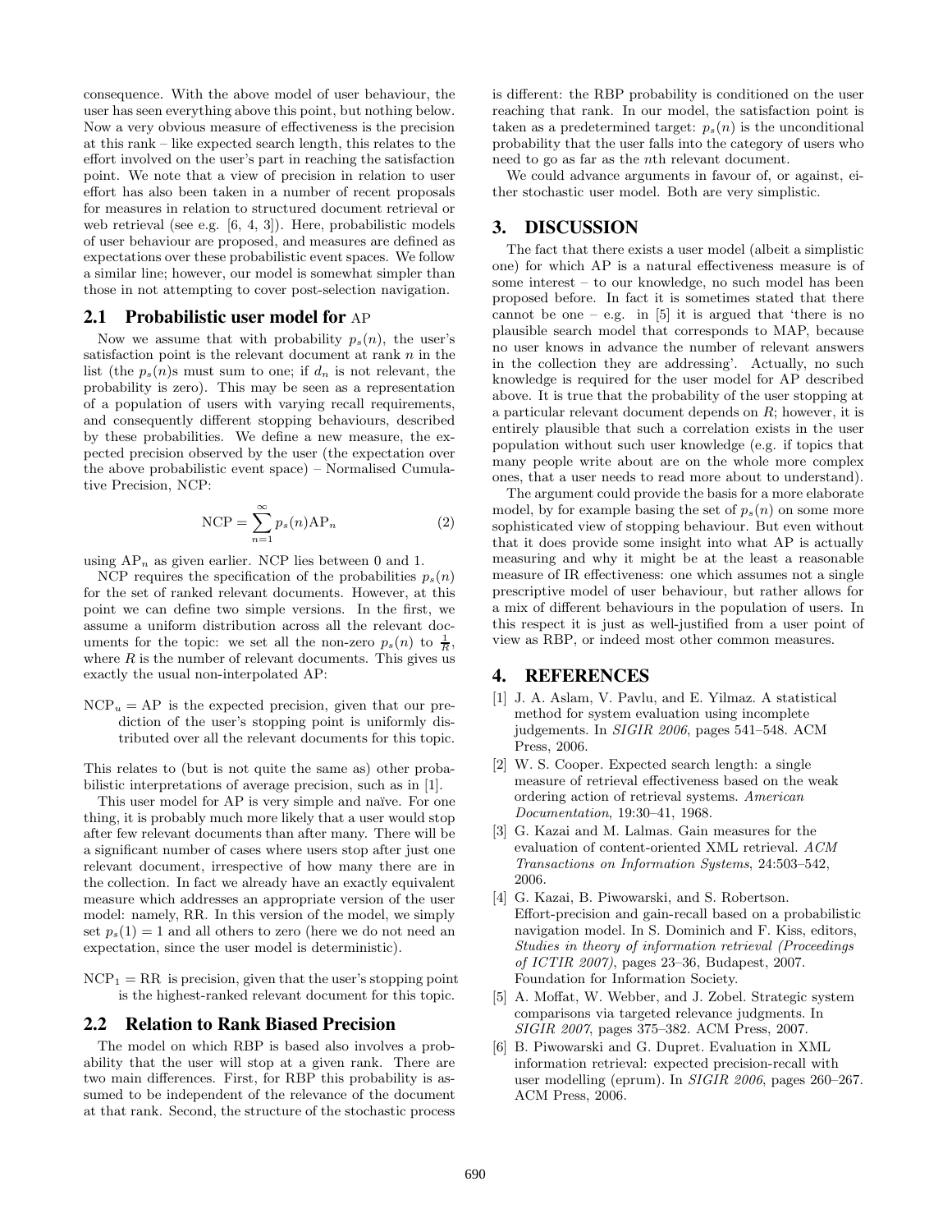consequence. With the above model of user behaviour, the user has seen everything above this point, but nothing below. Now a very obvious measure of effectiveness is the precision at this rank – like expected search length, this relates to the effort involved on the user's part in reaching the satisfaction point. We note that a view of precision in relation to user effort has also been taken in a number of recent proposals for measures in relation to structured document retrieval or web retrieval (see e.g. [6, 4, 3]). Here, probabilistic models of user behaviour are proposed, and measures are defined as expectations over these probabilistic event spaces. We follow a similar line; however, our model is somewhat simpler than those in not attempting to cover post-selection navigation.

## 2.1 Probabilistic user model for AP

Now we assume that with probability $p_s(n)$, the user's satisfaction point is the relevant document at rank $n$ in the list (the $p_s(n)$s must sum to one; if $d_n$ is not relevant, the probability is zero). This may be seen as a representation of a population of users with varying recall requirements, and consequently different stopping behaviours, described by these probabilities. We define a new measure, the expected precision observed by the user (the expectation over the above probabilistic event space) – Normalised Cumulative Precision, NCP:

$$\text{NCP} = \sum_{n=1}^{\infty} p_s(n) \text{AP}_n \tag{2}$$

using $\text{AP}_n$ as given earlier. NCP lies between 0 and 1.

NCP requires the specification of the probabilities $p_s(n)$ for the set of ranked relevant documents. However, at this point we can define two simple versions. In the first, we assume a uniform distribution across all the relevant documents for the topic: we set all the non-zero $p_s(n)$ to $\frac{1}{R}$, where $R$ is the number of relevant documents. This gives us exactly the usual non-interpolated AP:

$\text{NCP}_u = \text{AP}$ is the expected precision, given that our prediction of the user's stopping point is uniformly distributed over all the relevant documents for this topic.

This relates to (but is not quite the same as) other probabilistic interpretations of average precision, such as in [1].

This user model for AP is very simple and naïve. For one thing, it is probably much more likely that a user would stop after few relevant documents than after many. There will be a significant number of cases where users stop after just one relevant document, irrespective of how many there are in the collection. In fact we already have an exactly equivalent measure which addresses an appropriate version of the user model: namely, RR. In this version of the model, we simply set $p_s(1) = 1$ and all others to zero (here we do not need an expectation, since the user model is deterministic).

$\text{NCP}_1 = \text{RR}$ is precision, given that the user's stopping point is the highest-ranked relevant document for this topic.

## 2.2 Relation to Rank Biased Precision

The model on which RBP is based also involves a probability that the user will stop at a given rank. There are two main differences. First, for RBP this probability is assumed to be independent of the relevance of the document at that rank. Second, the structure of the stochastic process is different: the RBP probability is conditioned on the user reaching that rank. In our model, the satisfaction point is taken as a predetermined target: $p_s(n)$ is the unconditional probability that the user falls into the category of users who need to go as far as the $n$th relevant document.

We could advance arguments in favour of, or against, either stochastic user model. Both are very simplistic.

# 3. DISCUSSION

The fact that there exists a user model (albeit a simplistic one) for which AP is a natural effectiveness measure is of some interest – to our knowledge, no such model has been proposed before. In fact it is sometimes stated that there cannot be one – e.g. in [5] it is argued that 'there is no plausible search model that corresponds to MAP, because no user knows in advance the number of relevant answers in the collection they are addressing'. Actually, no such knowledge is required for the user model for AP described above. It is true that the probability of the user stopping at a particular relevant document depends on $R$; however, it is entirely plausible that such a correlation exists in the user population without such user knowledge (e.g. if topics that many people write about are on the whole more complex ones, that a user needs to read more about to understand).

The argument could provide the basis for a more elaborate model, by for example basing the set of $p_s(n)$ on some more sophisticated view of stopping behaviour. But even without that it does provide some insight into what AP is actually measuring and why it might be at the least a reasonable measure of IR effectiveness: one which assumes not a single prescriptive model of user behaviour, but rather allows for a mix of different behaviours in the population of users. In this respect it is just as well-justified from a user point of view as RBP, or indeed most other common measures.

# 4. REFERENCES

[1] J. A. Aslam, V. Pavlu, and E. Yilmaz. A statistical method for system evaluation using incomplete judgements. In *SIGIR 2006*, pages 541–548. ACM Press, 2006.

[2] W. S. Cooper. Expected search length: a single measure of retrieval effectiveness based on the weak ordering action of retrieval systems. *American Documentation*, 19:30–41, 1968.

[3] G. Kazai and M. Lalmas. Gain measures for the evaluation of content-oriented XML retrieval. *ACM Transactions on Information Systems*, 24:503–542, 2006.

[4] G. Kazai, B. Piwowarski, and S. Robertson. Effort-precision and gain-recall based on a probabilistic navigation model. In S. Dominich and F. Kiss, editors, *Studies in theory of information retrieval (Proceedings of ICTIR 2007)*, pages 23–36, Budapest, 2007. Foundation for Information Society.

[5] A. Moffat, W. Webber, and J. Zobel. Strategic system comparisons via targeted relevance judgments. In *SIGIR 2007*, pages 375–382. ACM Press, 2007.

[6] B. Piwowarski and G. Dupret. Evaluation in XML information retrieval: expected precision-recall with user modelling (eprum). In *SIGIR 2006*, pages 260–267. ACM Press, 2006.